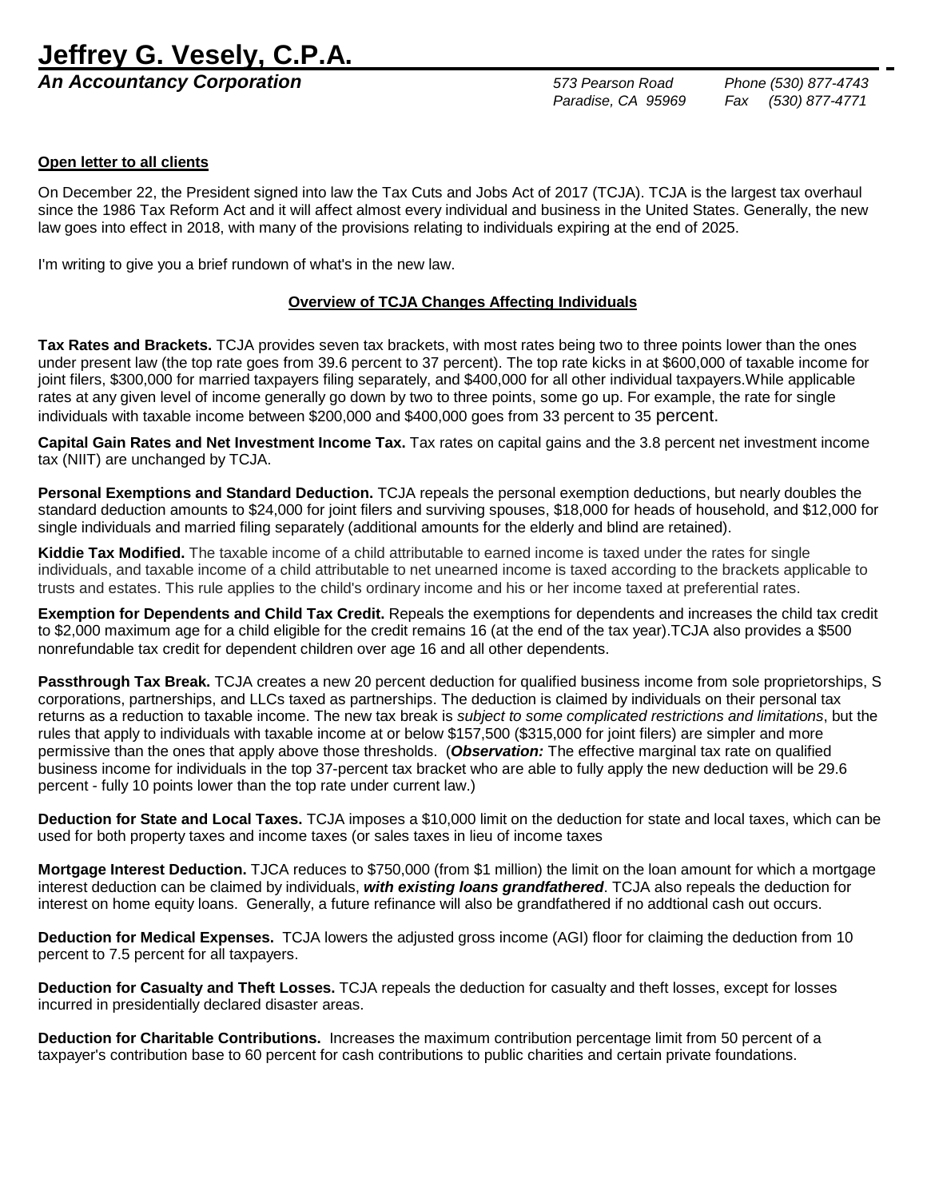# Jeffrey G. Vesely, C.P.A.

***An Accountancy Corporation***

*573 Pearson Road*
*Paradise, CA 95969*

*Phone (530) 877-4743*
*Fax (530) 877-4771*

**Open letter to all clients**

On December 22, the President signed into law the Tax Cuts and Jobs Act of 2017 (TCJA). TCJA is the largest tax overhaul since the 1986 Tax Reform Act and it will affect almost every individual and business in the United States. Generally, the new law goes into effect in 2018, with many of the provisions relating to individuals expiring at the end of 2025.

I'm writing to give you a brief rundown of what's in the new law.

## Overview of TCJA Changes Affecting Individuals

**Tax Rates and Brackets.** TCJA provides seven tax brackets, with most rates being two to three points lower than the ones under present law (the top rate goes from 39.6 percent to 37 percent). The top rate kicks in at $600,000 of taxable income for joint filers, $300,000 for married taxpayers filing separately, and $400,000 for all other individual taxpayers.While applicable rates at any given level of income generally go down by two to three points, some go up. For example, the rate for single individuals with taxable income between $200,000 and $400,000 goes from 33 percent to 35 percent.

**Capital Gain Rates and Net Investment Income Tax.** Tax rates on capital gains and the 3.8 percent net investment income tax (NIIT) are unchanged by TCJA.

**Personal Exemptions and Standard Deduction.** TCJA repeals the personal exemption deductions, but nearly doubles the standard deduction amounts to $24,000 for joint filers and surviving spouses, $18,000 for heads of household, and $12,000 for single individuals and married filing separately (additional amounts for the elderly and blind are retained).

**Kiddie Tax Modified.** The taxable income of a child attributable to earned income is taxed under the rates for single individuals, and taxable income of a child attributable to net unearned income is taxed according to the brackets applicable to trusts and estates. This rule applies to the child's ordinary income and his or her income taxed at preferential rates.

**Exemption for Dependents and Child Tax Credit.** Repeals the exemptions for dependents and increases the child tax credit to $2,000 maximum age for a child eligible for the credit remains 16 (at the end of the tax year).TCJA also provides a $500 nonrefundable tax credit for dependent children over age 16 and all other dependents.

**Passthrough Tax Break.** TCJA creates a new 20 percent deduction for qualified business income from sole proprietorships, S corporations, partnerships, and LLCs taxed as partnerships. The deduction is claimed by individuals on their personal tax returns as a reduction to taxable income. The new tax break is *subject to some complicated restrictions and limitations*, but the rules that apply to individuals with taxable income at or below $157,500 ($315,000 for joint filers) are simpler and more permissive than the ones that apply above those thresholds. (***Observation:*** The effective marginal tax rate on qualified business income for individuals in the top 37-percent tax bracket who are able to fully apply the new deduction will be 29.6 percent - fully 10 points lower than the top rate under current law.)

**Deduction for State and Local Taxes.** TCJA imposes a $10,000 limit on the deduction for state and local taxes, which can be used for both property taxes and income taxes (or sales taxes in lieu of income taxes

**Mortgage Interest Deduction.** TJCA reduces to $750,000 (from $1 million) the limit on the loan amount for which a mortgage interest deduction can be claimed by individuals, ***with existing loans grandfathered***. TCJA also repeals the deduction for interest on home equity loans. Generally, a future refinance will also be grandfathered if no addtional cash out occurs.

**Deduction for Medical Expenses.** TCJA lowers the adjusted gross income (AGI) floor for claiming the deduction from 10 percent to 7.5 percent for all taxpayers.

**Deduction for Casualty and Theft Losses.** TCJA repeals the deduction for casualty and theft losses, except for losses incurred in presidentially declared disaster areas.

**Deduction for Charitable Contributions.** Increases the maximum contribution percentage limit from 50 percent of a taxpayer's contribution base to 60 percent for cash contributions to public charities and certain private foundations.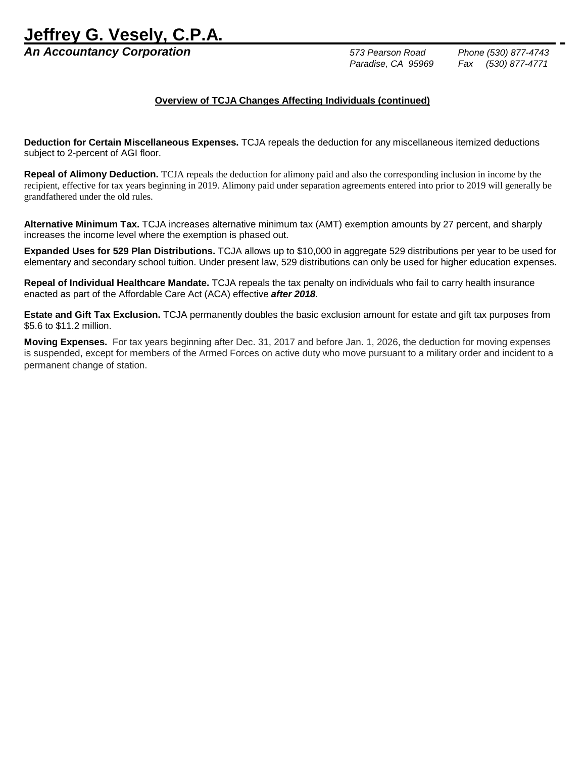# Jeffrey G. Vesely, C.P.A.

***An Accountancy Corporation***

*573 Pearson Road*
*Paradise, CA 95969*

*Phone (530) 877-4743*
*Fax (530) 877-4771*

## Overview of TCJA Changes Affecting Individuals (continued)

**Deduction for Certain Miscellaneous Expenses.** TCJA repeals the deduction for any miscellaneous itemized deductions subject to 2-percent of AGI floor.

**Repeal of Alimony Deduction.** TCJA repeals the deduction for alimony paid and also the corresponding inclusion in income by the recipient, effective for tax years beginning in 2019. Alimony paid under separation agreements entered into prior to 2019 will generally be grandfathered under the old rules.

**Alternative Minimum Tax.** TCJA increases alternative minimum tax (AMT) exemption amounts by 27 percent, and sharply increases the income level where the exemption is phased out.

**Expanded Uses for 529 Plan Distributions.** TCJA allows up to $10,000 in aggregate 529 distributions per year to be used for elementary and secondary school tuition. Under present law, 529 distributions can only be used for higher education expenses.

**Repeal of Individual Healthcare Mandate.** TCJA repeals the tax penalty on individuals who fail to carry health insurance enacted as part of the Affordable Care Act (ACA) effective ***after 2018***.

**Estate and Gift Tax Exclusion.** TCJA permanently doubles the basic exclusion amount for estate and gift tax purposes from $5.6 to $11.2 million.

**Moving Expenses.** For tax years beginning after Dec. 31, 2017 and before Jan. 1, 2026, the deduction for moving expenses is suspended, except for members of the Armed Forces on active duty who move pursuant to a military order and incident to a permanent change of station.